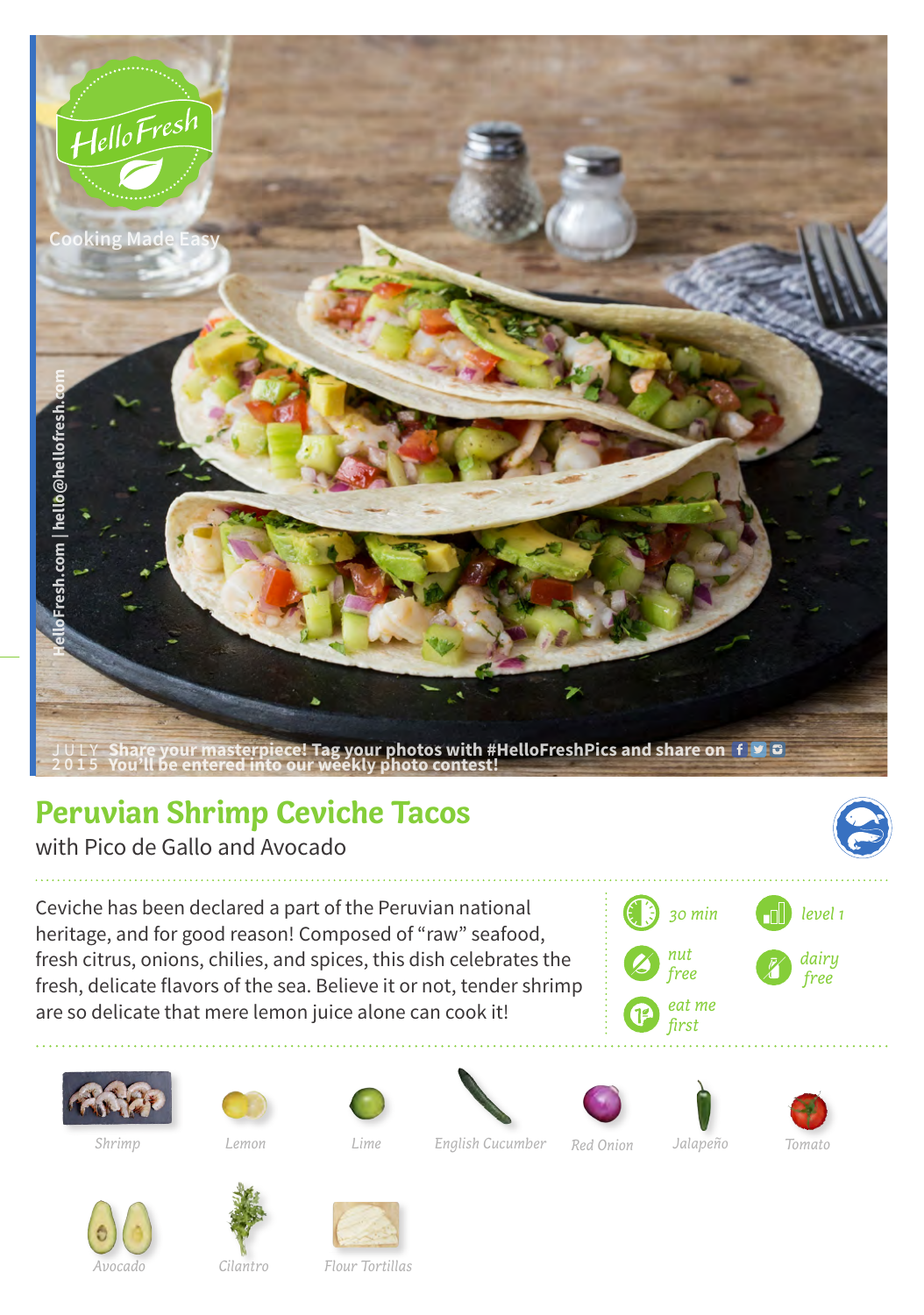HelloFresh

Cooking Made Easy

HelloFresh.com | hello@hellofresh.com

JULY 2015 Share your masterpiece! Tag your photos with #HelloFreshPics and share on
You'll be entered into our weekly photo contest!

# Peruvian Shrimp Ceviche Tacos

with Pico de Gallo and Avocado

Ceviche has been declared a part of the Peruvian national heritage, and for good reason! Composed of "raw" seafood, fresh citrus, onions, chilies, and spices, this dish celebrates the fresh, delicate flavors of the sea. Believe it or not, tender shrimp are so delicate that mere lemon juice alone can cook it!

- 30 min
- level 1
- nut free
- dairy free
- eat me first

Shrimp | Lemon | Lime | English Cucumber | Red Onion | Jalapeño | Tomato | Avocado | Cilantro | Flour Tortillas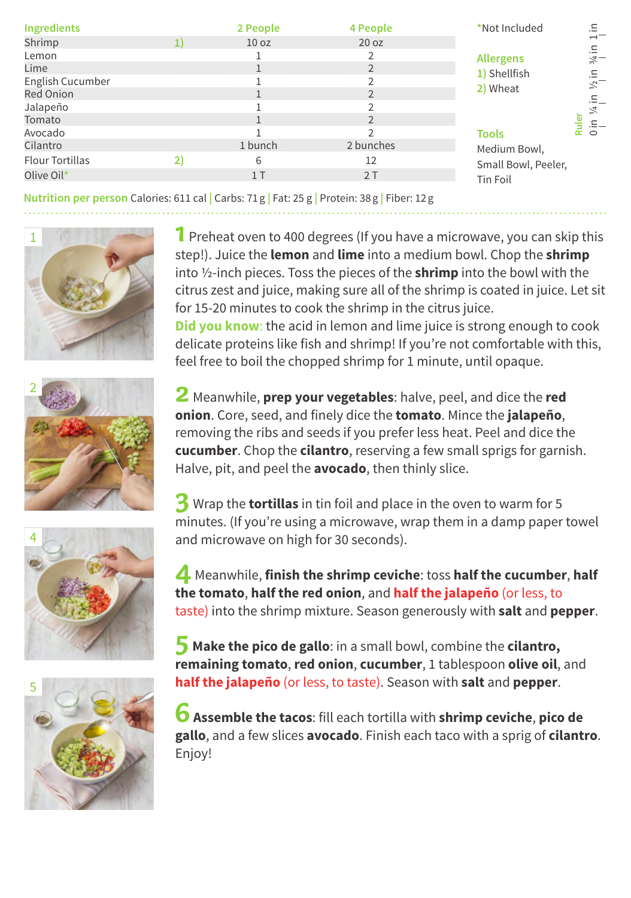| Ingredients | | 2 People | 4 People |
|---|---|---|---|
| Shrimp | 1) | 10 oz | 20 oz |
| Lemon | | 1 | 2 |
| Lime | | 1 | 2 |
| English Cucumber | | 1 | 2 |
| Red Onion | | 1 | 2 |
| Jalapeño | | 1 | 2 |
| Tomato | | 1 | 2 |
| Avocado | | 1 | 2 |
| Cilantro | | 1 bunch | 2 bunches |
| Flour Tortillas | 2) | 6 | 12 |
| Olive Oil* | | 1 T | 2 T |

*Not Included

**Allergens**
1) Shellfish
2) Wheat

**Tools**
Medium Bowl, Small Bowl, Peeler, Tin Foil

Ruler
0 in ¼ in ½ in ¾ in 1 in

**Nutrition per person** Calories: 611 cal | Carbs: 71 g | Fat: 25 g | Protein: 38 g | Fiber: 12 g

1

2

4

5

**1** Preheat oven to 400 degrees (If you have a microwave, you can skip this step!). Juice the **lemon** and **lime** into a medium bowl. Chop the **shrimp** into ½-inch pieces. Toss the pieces of the **shrimp** into the bowl with the citrus zest and juice, making sure all of the shrimp is coated in juice. Let sit for 15-20 minutes to cook the shrimp in the citrus juice.
**Did you know**: the acid in lemon and lime juice is strong enough to cook delicate proteins like fish and shrimp! If you're not comfortable with this, feel free to boil the chopped shrimp for 1 minute, until opaque.

**2** Meanwhile, **prep your vegetables**: halve, peel, and dice the **red onion**. Core, seed, and finely dice the **tomato**. Mince the **jalapeño**, removing the ribs and seeds if you prefer less heat. Peel and dice the **cucumber**. Chop the **cilantro**, reserving a few small sprigs for garnish. Halve, pit, and peel the **avocado**, then thinly slice.

**3** Wrap the **tortillas** in tin foil and place in the oven to warm for 5 minutes. (If you're using a microwave, wrap them in a damp paper towel and microwave on high for 30 seconds).

**4** Meanwhile, **finish the shrimp ceviche**: toss **half the cucumber**, **half the tomato**, **half the red onion**, and **half the jalapeño** (or less, to taste) into the shrimp mixture. Season generously with **salt** and **pepper**.

**5** **Make the pico de gallo**: in a small bowl, combine the **cilantro, remaining tomato**, **red onion**, **cucumber**, 1 tablespoon **olive oil**, and **half the jalapeño** (or less, to taste). Season with **salt** and **pepper**.

**6** **Assemble the tacos**: fill each tortilla with **shrimp ceviche**, **pico de gallo**, and a few slices **avocado**. Finish each taco with a sprig of **cilantro**. Enjoy!